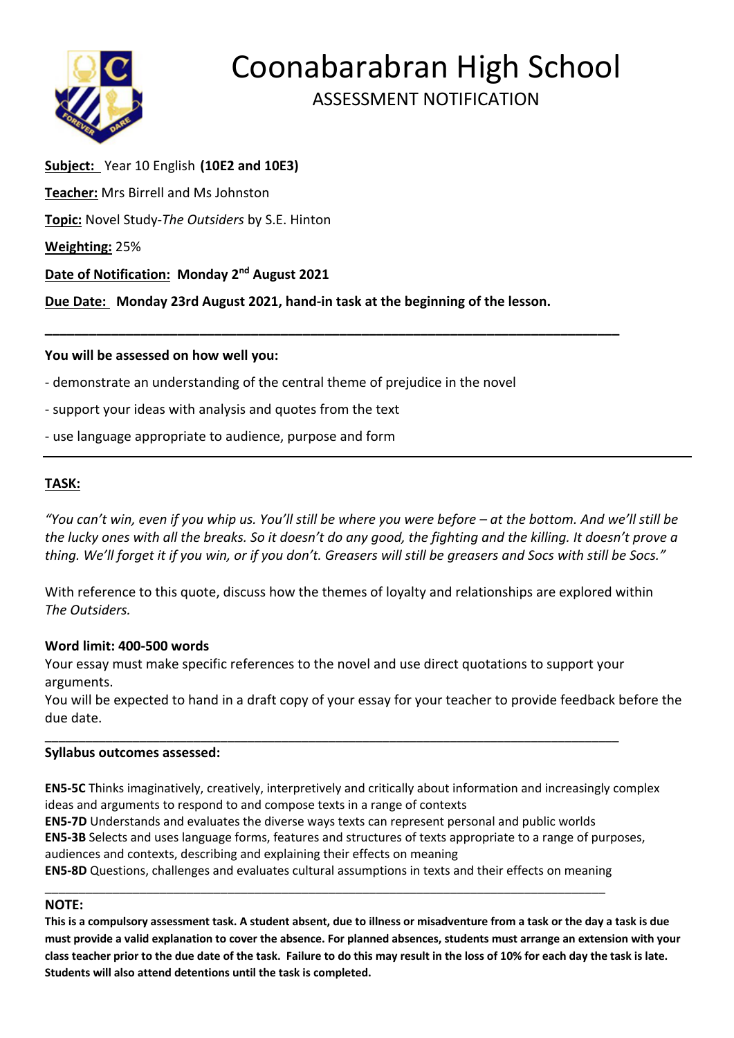# Coonabarabran High School

## ASSESSMENT NOTIFICATION

**Subject:** Year 10 English **(10E2 and 10E3)**

**Teacher:** Mrs Birrell and Ms Johnston

**Topic:** Novel Study-*The Outsiders* by S.E. Hinton

**Weighting:** 25%

**Date of Notification: Monday 2nd August 2021**

**Due Date: Monday 23rd August 2021, hand-in task at the beginning of the lesson.**

---

**You will be assessed on how well you:**

- demonstrate an understanding of the central theme of prejudice in the novel
- support your ideas with analysis and quotes from the text
- use language appropriate to audience, purpose and form

---

**TASK:**

*"You can't win, even if you whip us. You'll still be where you were before – at the bottom. And we'll still be the lucky ones with all the breaks. So it doesn't do any good, the fighting and the killing. It doesn't prove a thing. We'll forget it if you win, or if you don't. Greasers will still be greasers and Socs with still be Socs."*

With reference to this quote, discuss how the themes of loyalty and relationships are explored within *The Outsiders.*

**Word limit: 400-500 words**

Your essay must make specific references to the novel and use direct quotations to support your arguments.

You will be expected to hand in a draft copy of your essay for your teacher to provide feedback before the due date.

---

**Syllabus outcomes assessed:**

**EN5-5C** Thinks imaginatively, creatively, interpretively and critically about information and increasingly complex ideas and arguments to respond to and compose texts in a range of contexts

**EN5-7D** Understands and evaluates the diverse ways texts can represent personal and public worlds

**EN5-3B** Selects and uses language forms, features and structures of texts appropriate to a range of purposes, audiences and contexts, describing and explaining their effects on meaning

**EN5-8D** Questions, challenges and evaluates cultural assumptions in texts and their effects on meaning

---

**NOTE:**

**This is a compulsory assessment task. A student absent, due to illness or misadventure from a task or the day a task is due must provide a valid explanation to cover the absence. For planned absences, students must arrange an extension with your class teacher prior to the due date of the task. Failure to do this may result in the loss of 10% for each day the task is late. Students will also attend detentions until the task is completed.**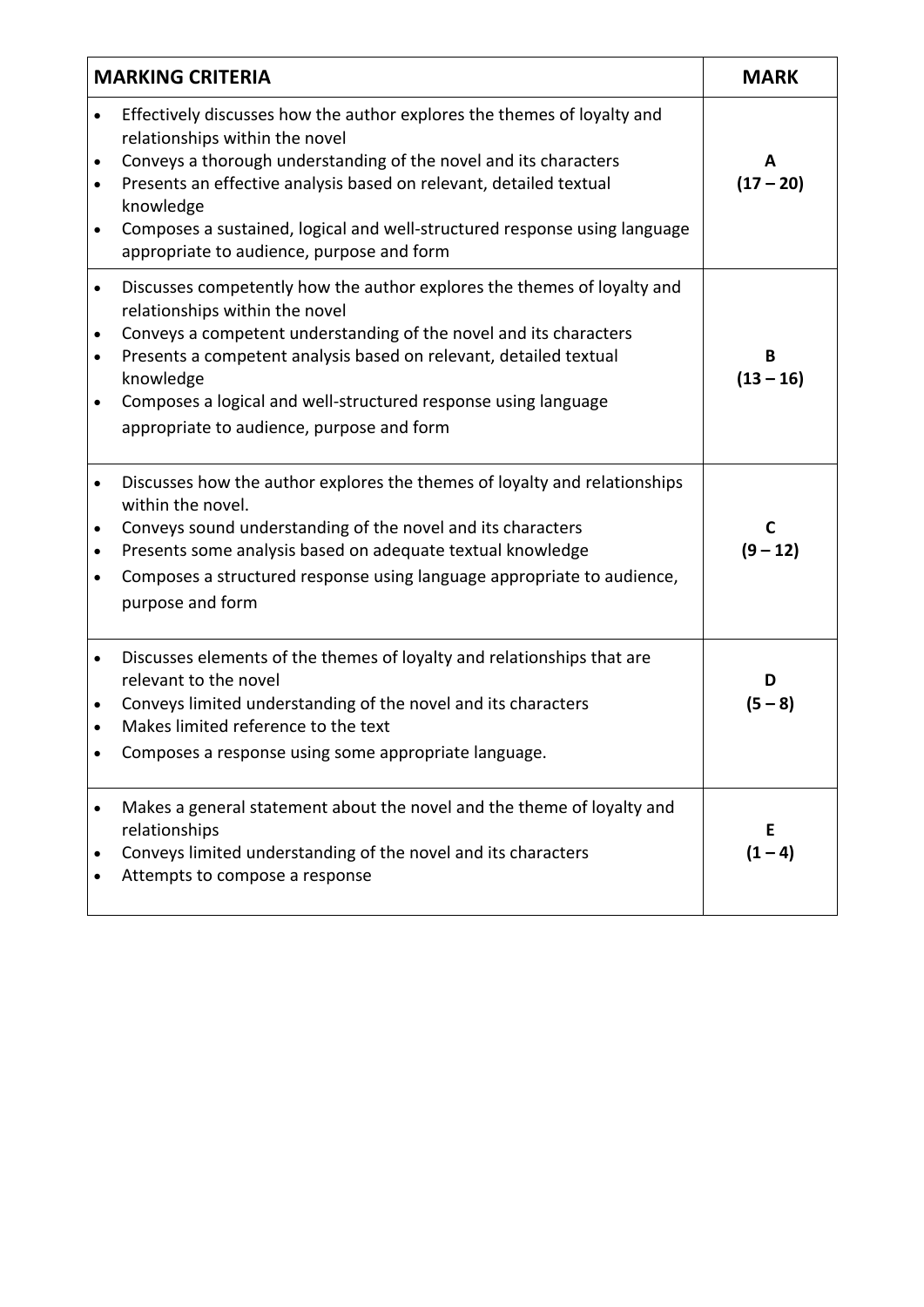| MARKING CRITERIA | MARK |
|---|---|
| • Effectively discusses how the author explores the themes of loyalty and relationships within the novel<br>• Conveys a thorough understanding of the novel and its characters<br>• Presents an effective analysis based on relevant, detailed textual knowledge<br>• Composes a sustained, logical and well-structured response using language appropriate to audience, purpose and form | **A**<br>**(17 – 20)** |
| • Discusses competently how the author explores the themes of loyalty and relationships within the novel<br>• Conveys a competent understanding of the novel and its characters<br>• Presents a competent analysis based on relevant, detailed textual knowledge<br>• Composes a logical and well-structured response using language appropriate to audience, purpose and form | **B**<br>**(13 – 16)** |
| • Discusses how the author explores the themes of loyalty and relationships within the novel.<br>• Conveys sound understanding of the novel and its characters<br>• Presents some analysis based on adequate textual knowledge<br>• Composes a structured response using language appropriate to audience, purpose and form | **C**<br>**(9 – 12)** |
| • Discusses elements of the themes of loyalty and relationships that are relevant to the novel<br>• Conveys limited understanding of the novel and its characters<br>• Makes limited reference to the text<br>• Composes a response using some appropriate language. | **D**<br>**(5 – 8)** |
| • Makes a general statement about the novel and the theme of loyalty and relationships<br>• Conveys limited understanding of the novel and its characters<br>• Attempts to compose a response | **E**<br>**(1 – 4)** |